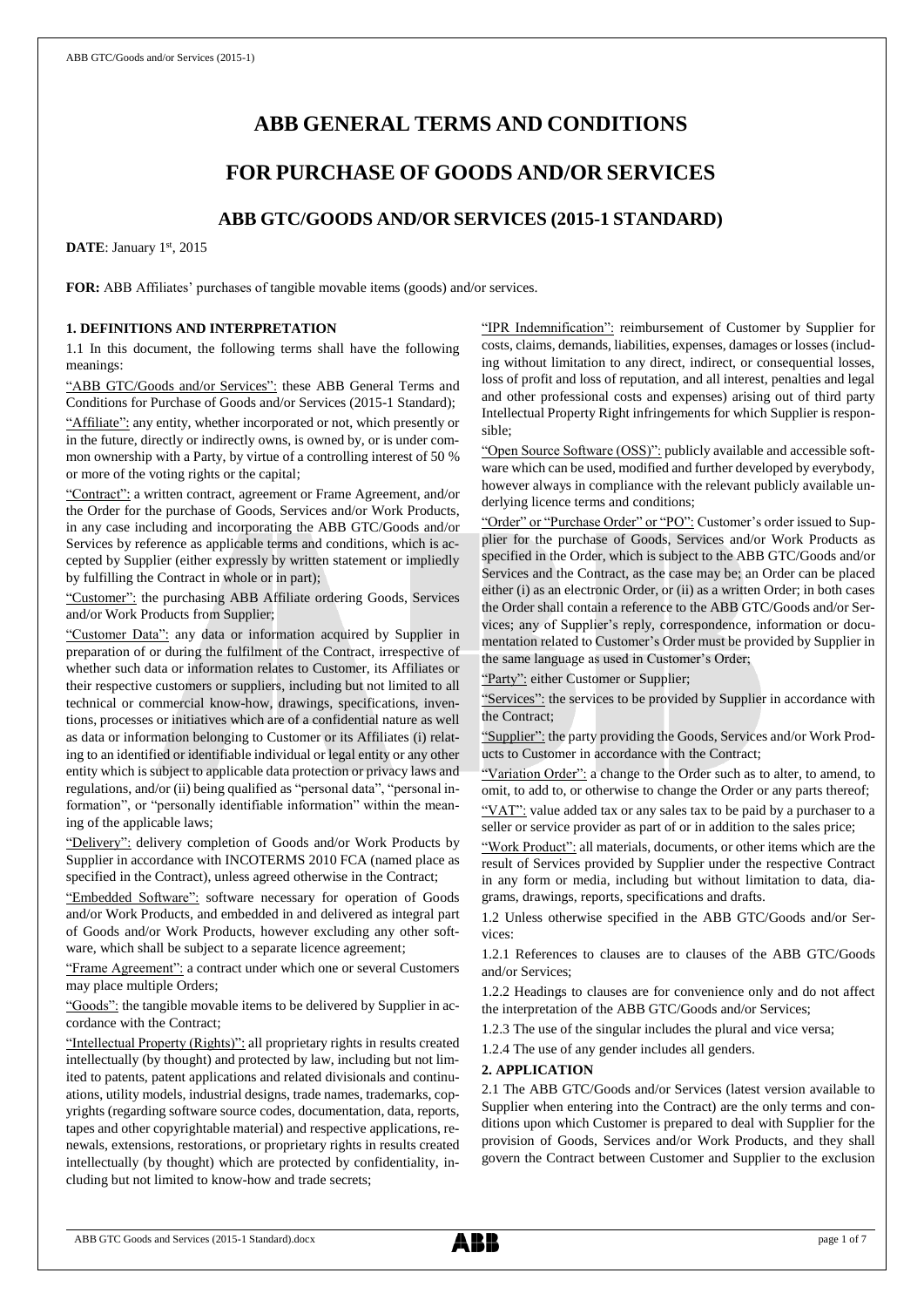# ABB GENERAL TERMS AND CONDITIONS

# FOR PURCHASE OF GOODS AND/OR SERVICES

## ABB GTC/GOODS AND/OR SERVICES (2015-1 STANDARD)

**DATE**: January 1st, 2015

**FOR:** ABB Affiliates' purchases of tangible movable items (goods) and/or services.

### 1. DEFINITIONS AND INTERPRETATION

1.1 In this document, the following terms shall have the following meanings:

"ABB GTC/Goods and/or Services": these ABB General Terms and Conditions for Purchase of Goods and/or Services (2015-1 Standard);

"Affiliate": any entity, whether incorporated or not, which presently or in the future, directly or indirectly owns, is owned by, or is under common ownership with a Party, by virtue of a controlling interest of 50 % or more of the voting rights or the capital;

"Contract": a written contract, agreement or Frame Agreement, and/or the Order for the purchase of Goods, Services and/or Work Products, in any case including and incorporating the ABB GTC/Goods and/or Services by reference as applicable terms and conditions, which is accepted by Supplier (either expressly by written statement or impliedly by fulfilling the Contract in whole or in part);

"Customer": the purchasing ABB Affiliate ordering Goods, Services and/or Work Products from Supplier;

"Customer Data": any data or information acquired by Supplier in preparation of or during the fulfilment of the Contract, irrespective of whether such data or information relates to Customer, its Affiliates or their respective customers or suppliers, including but not limited to all technical or commercial know-how, drawings, specifications, inventions, processes or initiatives which are of a confidential nature as well as data or information belonging to Customer or its Affiliates (i) relating to an identified or identifiable individual or legal entity or any other entity which is subject to applicable data protection or privacy laws and regulations, and/or (ii) being qualified as "personal data", "personal information", or "personally identifiable information" within the meaning of the applicable laws;

"Delivery": delivery completion of Goods and/or Work Products by Supplier in accordance with INCOTERMS 2010 FCA (named place as specified in the Contract), unless agreed otherwise in the Contract;

"Embedded Software": software necessary for operation of Goods and/or Work Products, and embedded in and delivered as integral part of Goods and/or Work Products, however excluding any other software, which shall be subject to a separate licence agreement;

"Frame Agreement": a contract under which one or several Customers may place multiple Orders;

"Goods": the tangible movable items to be delivered by Supplier in accordance with the Contract;

"Intellectual Property (Rights)": all proprietary rights in results created intellectually (by thought) and protected by law, including but not limited to patents, patent applications and related divisionals and continuations, utility models, industrial designs, trade names, trademarks, copyrights (regarding software source codes, documentation, data, reports, tapes and other copyrightable material) and respective applications, renewals, extensions, restorations, or proprietary rights in results created intellectually (by thought) which are protected by confidentiality, including but not limited to know-how and trade secrets;

"IPR Indemnification": reimbursement of Customer by Supplier for costs, claims, demands, liabilities, expenses, damages or losses (including without limitation to any direct, indirect, or consequential losses, loss of profit and loss of reputation, and all interest, penalties and legal and other professional costs and expenses) arising out of third party Intellectual Property Right infringements for which Supplier is responsible;

"Open Source Software (OSS)": publicly available and accessible software which can be used, modified and further developed by everybody, however always in compliance with the relevant publicly available underlying licence terms and conditions;

"Order" or "Purchase Order" or "PO": Customer's order issued to Supplier for the purchase of Goods, Services and/or Work Products as specified in the Order, which is subject to the ABB GTC/Goods and/or Services and the Contract, as the case may be; an Order can be placed either (i) as an electronic Order, or (ii) as a written Order; in both cases the Order shall contain a reference to the ABB GTC/Goods and/or Services; any of Supplier's reply, correspondence, information or documentation related to Customer's Order must be provided by Supplier in the same language as used in Customer's Order;

"Party": either Customer or Supplier;

"Services": the services to be provided by Supplier in accordance with the Contract;

"Supplier": the party providing the Goods, Services and/or Work Products to Customer in accordance with the Contract;

"Variation Order": a change to the Order such as to alter, to amend, to omit, to add to, or otherwise to change the Order or any parts thereof;

"VAT": value added tax or any sales tax to be paid by a purchaser to a seller or service provider as part of or in addition to the sales price;

"Work Product": all materials, documents, or other items which are the result of Services provided by Supplier under the respective Contract in any form or media, including but without limitation to data, diagrams, drawings, reports, specifications and drafts.

1.2 Unless otherwise specified in the ABB GTC/Goods and/or Services:

1.2.1 References to clauses are to clauses of the ABB GTC/Goods and/or Services;

1.2.2 Headings to clauses are for convenience only and do not affect the interpretation of the ABB GTC/Goods and/or Services;

1.2.3 The use of the singular includes the plural and vice versa;

1.2.4 The use of any gender includes all genders.

### 2. APPLICATION

2.1 The ABB GTC/Goods and/or Services (latest version available to Supplier when entering into the Contract) are the only terms and conditions upon which Customer is prepared to deal with Supplier for the provision of Goods, Services and/or Work Products, and they shall govern the Contract between Customer and Supplier to the exclusion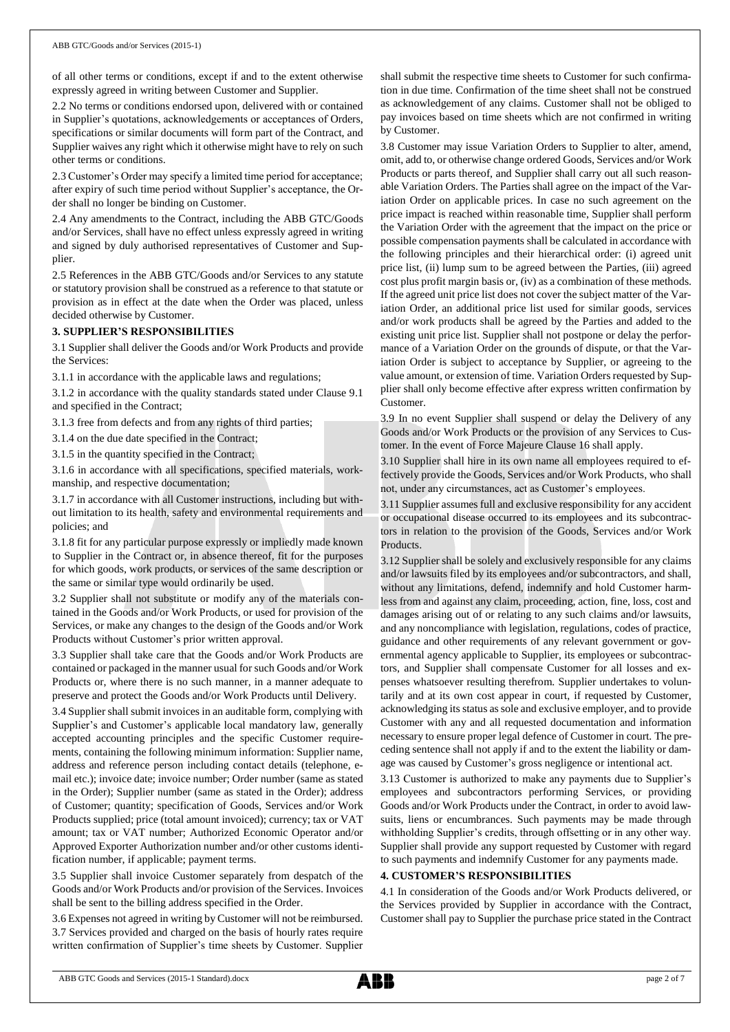of all other terms or conditions, except if and to the extent otherwise expressly agreed in writing between Customer and Supplier.

2.2 No terms or conditions endorsed upon, delivered with or contained in Supplier's quotations, acknowledgements or acceptances of Orders, specifications or similar documents will form part of the Contract, and Supplier waives any right which it otherwise might have to rely on such other terms or conditions.

2.3 Customer's Order may specify a limited time period for acceptance; after expiry of such time period without Supplier's acceptance, the Order shall no longer be binding on Customer.

2.4 Any amendments to the Contract, including the ABB GTC/Goods and/or Services, shall have no effect unless expressly agreed in writing and signed by duly authorised representatives of Customer and Supplier.

2.5 References in the ABB GTC/Goods and/or Services to any statute or statutory provision shall be construed as a reference to that statute or provision as in effect at the date when the Order was placed, unless decided otherwise by Customer.

**3. SUPPLIER'S RESPONSIBILITIES**

3.1 Supplier shall deliver the Goods and/or Work Products and provide the Services:

3.1.1 in accordance with the applicable laws and regulations;

3.1.2 in accordance with the quality standards stated under Clause 9.1 and specified in the Contract;

3.1.3 free from defects and from any rights of third parties;

3.1.4 on the due date specified in the Contract;

3.1.5 in the quantity specified in the Contract;

3.1.6 in accordance with all specifications, specified materials, workmanship, and respective documentation;

3.1.7 in accordance with all Customer instructions, including but without limitation to its health, safety and environmental requirements and policies; and

3.1.8 fit for any particular purpose expressly or impliedly made known to Supplier in the Contract or, in absence thereof, fit for the purposes for which goods, work products, or services of the same description or the same or similar type would ordinarily be used.

3.2 Supplier shall not substitute or modify any of the materials contained in the Goods and/or Work Products, or used for provision of the Services, or make any changes to the design of the Goods and/or Work Products without Customer's prior written approval.

3.3 Supplier shall take care that the Goods and/or Work Products are contained or packaged in the manner usual for such Goods and/or Work Products or, where there is no such manner, in a manner adequate to preserve and protect the Goods and/or Work Products until Delivery.

3.4 Supplier shall submit invoices in an auditable form, complying with Supplier's and Customer's applicable local mandatory law, generally accepted accounting principles and the specific Customer requirements, containing the following minimum information: Supplier name, address and reference person including contact details (telephone, e-mail etc.); invoice date; invoice number; Order number (same as stated in the Order); Supplier number (same as stated in the Order); address of Customer; quantity; specification of Goods, Services and/or Work Products supplied; price (total amount invoiced); currency; tax or VAT amount; tax or VAT number; Authorized Economic Operator and/or Approved Exporter Authorization number and/or other customs identification number, if applicable; payment terms.

3.5 Supplier shall invoice Customer separately from despatch of the Goods and/or Work Products and/or provision of the Services. Invoices shall be sent to the billing address specified in the Order.

3.6 Expenses not agreed in writing by Customer will not be reimbursed.

3.7 Services provided and charged on the basis of hourly rates require written confirmation of Supplier's time sheets by Customer. Supplier shall submit the respective time sheets to Customer for such confirmation in due time. Confirmation of the time sheet shall not be construed as acknowledgement of any claims. Customer shall not be obliged to pay invoices based on time sheets which are not confirmed in writing by Customer.

3.8 Customer may issue Variation Orders to Supplier to alter, amend, omit, add to, or otherwise change ordered Goods, Services and/or Work Products or parts thereof, and Supplier shall carry out all such reasonable Variation Orders. The Parties shall agree on the impact of the Variation Order on applicable prices. In case no such agreement on the price impact is reached within reasonable time, Supplier shall perform the Variation Order with the agreement that the impact on the price or possible compensation payments shall be calculated in accordance with the following principles and their hierarchical order: (i) agreed unit price list, (ii) lump sum to be agreed between the Parties, (iii) agreed cost plus profit margin basis or, (iv) as a combination of these methods. If the agreed unit price list does not cover the subject matter of the Variation Order, an additional price list used for similar goods, services and/or work products shall be agreed by the Parties and added to the existing unit price list. Supplier shall not postpone or delay the performance of a Variation Order on the grounds of dispute, or that the Variation Order is subject to acceptance by Supplier, or agreeing to the value amount, or extension of time. Variation Orders requested by Supplier shall only become effective after express written confirmation by Customer.

3.9 In no event Supplier shall suspend or delay the Delivery of any Goods and/or Work Products or the provision of any Services to Customer. In the event of Force Majeure Clause 16 shall apply.

3.10 Supplier shall hire in its own name all employees required to effectively provide the Goods, Services and/or Work Products, who shall not, under any circumstances, act as Customer's employees.

3.11 Supplier assumes full and exclusive responsibility for any accident or occupational disease occurred to its employees and its subcontractors in relation to the provision of the Goods, Services and/or Work Products.

3.12 Supplier shall be solely and exclusively responsible for any claims and/or lawsuits filed by its employees and/or subcontractors, and shall, without any limitations, defend, indemnify and hold Customer harmless from and against any claim, proceeding, action, fine, loss, cost and damages arising out of or relating to any such claims and/or lawsuits, and any noncompliance with legislation, regulations, codes of practice, guidance and other requirements of any relevant government or governmental agency applicable to Supplier, its employees or subcontractors, and Supplier shall compensate Customer for all losses and expenses whatsoever resulting therefrom. Supplier undertakes to voluntarily and at its own cost appear in court, if requested by Customer, acknowledging its status as sole and exclusive employer, and to provide Customer with any and all requested documentation and information necessary to ensure proper legal defence of Customer in court. The preceding sentence shall not apply if and to the extent the liability or damage was caused by Customer's gross negligence or intentional act.

3.13 Customer is authorized to make any payments due to Supplier's employees and subcontractors performing Services, or providing Goods and/or Work Products under the Contract, in order to avoid lawsuits, liens or encumbrances. Such payments may be made through withholding Supplier's credits, through offsetting or in any other way. Supplier shall provide any support requested by Customer with regard to such payments and indemnify Customer for any payments made.

**4. CUSTOMER'S RESPONSIBILITIES**

4.1 In consideration of the Goods and/or Work Products delivered, or the Services provided by Supplier in accordance with the Contract, Customer shall pay to Supplier the purchase price stated in the Contract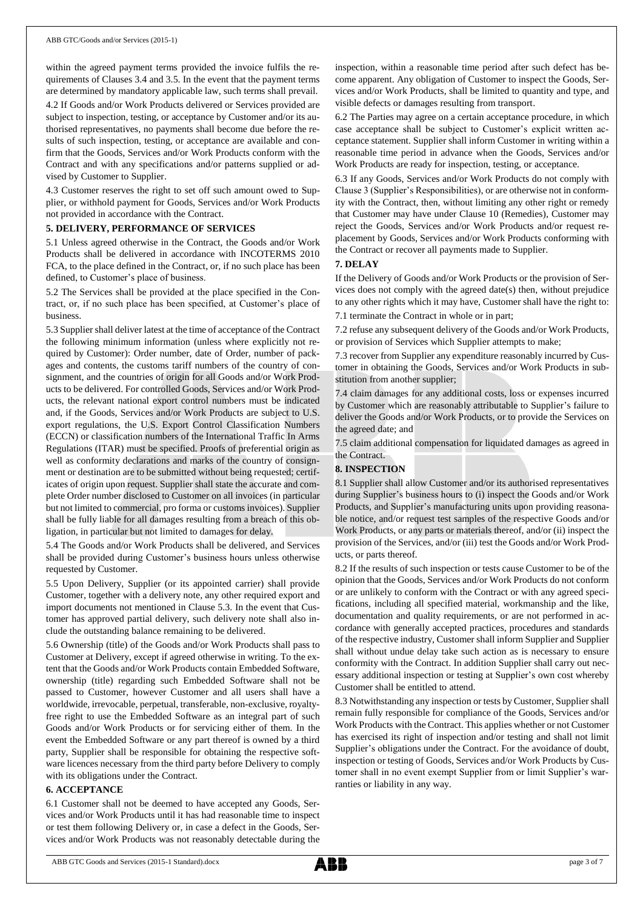within the agreed payment terms provided the invoice fulfils the requirements of Clauses 3.4 and 3.5. In the event that the payment terms are determined by mandatory applicable law, such terms shall prevail.

4.2 If Goods and/or Work Products delivered or Services provided are subject to inspection, testing, or acceptance by Customer and/or its authorised representatives, no payments shall become due before the results of such inspection, testing, or acceptance are available and confirm that the Goods, Services and/or Work Products conform with the Contract and with any specifications and/or patterns supplied or advised by Customer to Supplier.

4.3 Customer reserves the right to set off such amount owed to Supplier, or withhold payment for Goods, Services and/or Work Products not provided in accordance with the Contract.

## 5. DELIVERY, PERFORMANCE OF SERVICES

5.1 Unless agreed otherwise in the Contract, the Goods and/or Work Products shall be delivered in accordance with INCOTERMS 2010 FCA, to the place defined in the Contract, or, if no such place has been defined, to Customer's place of business.

5.2 The Services shall be provided at the place specified in the Contract, or, if no such place has been specified, at Customer's place of business.

5.3 Supplier shall deliver latest at the time of acceptance of the Contract the following minimum information (unless where explicitly not required by Customer): Order number, date of Order, number of packages and contents, the customs tariff numbers of the country of consignment, and the countries of origin for all Goods and/or Work Products to be delivered. For controlled Goods, Services and/or Work Products, the relevant national export control numbers must be indicated and, if the Goods, Services and/or Work Products are subject to U.S. export regulations, the U.S. Export Control Classification Numbers (ECCN) or classification numbers of the International Traffic In Arms Regulations (ITAR) must be specified. Proofs of preferential origin as well as conformity declarations and marks of the country of consignment or destination are to be submitted without being requested; certificates of origin upon request. Supplier shall state the accurate and complete Order number disclosed to Customer on all invoices (in particular but not limited to commercial, pro forma or customs invoices). Supplier shall be fully liable for all damages resulting from a breach of this obligation, in particular but not limited to damages for delay.

5.4 The Goods and/or Work Products shall be delivered, and Services shall be provided during Customer's business hours unless otherwise requested by Customer.

5.5 Upon Delivery, Supplier (or its appointed carrier) shall provide Customer, together with a delivery note, any other required export and import documents not mentioned in Clause 5.3. In the event that Customer has approved partial delivery, such delivery note shall also include the outstanding balance remaining to be delivered.

5.6 Ownership (title) of the Goods and/or Work Products shall pass to Customer at Delivery, except if agreed otherwise in writing. To the extent that the Goods and/or Work Products contain Embedded Software, ownership (title) regarding such Embedded Software shall not be passed to Customer, however Customer and all users shall have a worldwide, irrevocable, perpetual, transferable, non-exclusive, royalty-free right to use the Embedded Software as an integral part of such Goods and/or Work Products or for servicing either of them. In the event the Embedded Software or any part thereof is owned by a third party, Supplier shall be responsible for obtaining the respective software licences necessary from the third party before Delivery to comply with its obligations under the Contract.

## 6. ACCEPTANCE

6.1 Customer shall not be deemed to have accepted any Goods, Services and/or Work Products until it has had reasonable time to inspect or test them following Delivery or, in case a defect in the Goods, Services and/or Work Products was not reasonably detectable during the inspection, within a reasonable time period after such defect has become apparent. Any obligation of Customer to inspect the Goods, Services and/or Work Products, shall be limited to quantity and type, and visible defects or damages resulting from transport.

6.2 The Parties may agree on a certain acceptance procedure, in which case acceptance shall be subject to Customer's explicit written acceptance statement. Supplier shall inform Customer in writing within a reasonable time period in advance when the Goods, Services and/or Work Products are ready for inspection, testing, or acceptance.

6.3 If any Goods, Services and/or Work Products do not comply with Clause 3 (Supplier's Responsibilities), or are otherwise not in conformity with the Contract, then, without limiting any other right or remedy that Customer may have under Clause 10 (Remedies), Customer may reject the Goods, Services and/or Work Products and/or request replacement by Goods, Services and/or Work Products conforming with the Contract or recover all payments made to Supplier.

## 7. DELAY

If the Delivery of Goods and/or Work Products or the provision of Services does not comply with the agreed date(s) then, without prejudice to any other rights which it may have, Customer shall have the right to:

7.1 terminate the Contract in whole or in part;

7.2 refuse any subsequent delivery of the Goods and/or Work Products, or provision of Services which Supplier attempts to make;

7.3 recover from Supplier any expenditure reasonably incurred by Customer in obtaining the Goods, Services and/or Work Products in substitution from another supplier;

7.4 claim damages for any additional costs, loss or expenses incurred by Customer which are reasonably attributable to Supplier's failure to deliver the Goods and/or Work Products, or to provide the Services on the agreed date; and

7.5 claim additional compensation for liquidated damages as agreed in the Contract.

## 8. INSPECTION

8.1 Supplier shall allow Customer and/or its authorised representatives during Supplier's business hours to (i) inspect the Goods and/or Work Products, and Supplier's manufacturing units upon providing reasonable notice, and/or request test samples of the respective Goods and/or Work Products, or any parts or materials thereof, and/or (ii) inspect the provision of the Services, and/or (iii) test the Goods and/or Work Products, or parts thereof.

8.2 If the results of such inspection or tests cause Customer to be of the opinion that the Goods, Services and/or Work Products do not conform or are unlikely to conform with the Contract or with any agreed specifications, including all specified material, workmanship and the like, documentation and quality requirements, or are not performed in accordance with generally accepted practices, procedures and standards of the respective industry, Customer shall inform Supplier and Supplier shall without undue delay take such action as is necessary to ensure conformity with the Contract. In addition Supplier shall carry out necessary additional inspection or testing at Supplier's own cost whereby Customer shall be entitled to attend.

8.3 Notwithstanding any inspection or tests by Customer, Supplier shall remain fully responsible for compliance of the Goods, Services and/or Work Products with the Contract. This applies whether or not Customer has exercised its right of inspection and/or testing and shall not limit Supplier's obligations under the Contract. For the avoidance of doubt, inspection or testing of Goods, Services and/or Work Products by Customer shall in no event exempt Supplier from or limit Supplier's warranties or liability in any way.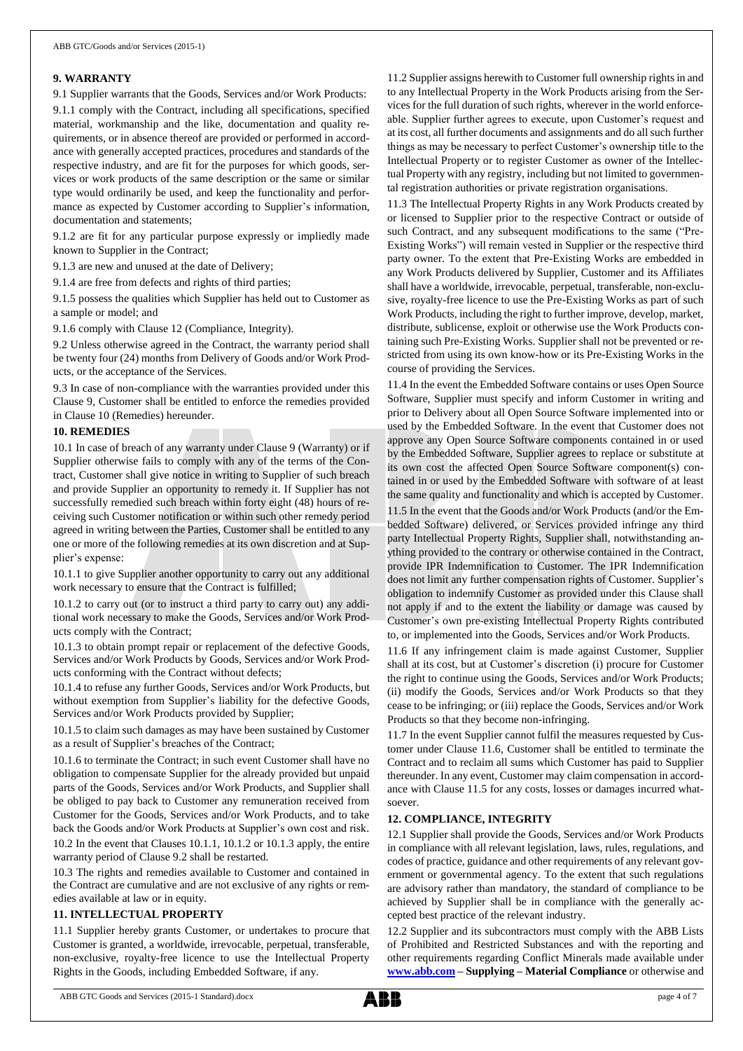## 9. WARRANTY

9.1 Supplier warrants that the Goods, Services and/or Work Products:

9.1.1 comply with the Contract, including all specifications, specified material, workmanship and the like, documentation and quality requirements, or in absence thereof are provided or performed in accordance with generally accepted practices, procedures and standards of the respective industry, and are fit for the purposes for which goods, services or work products of the same description or the same or similar type would ordinarily be used, and keep the functionality and performance as expected by Customer according to Supplier's information, documentation and statements;

9.1.2 are fit for any particular purpose expressly or impliedly made known to Supplier in the Contract;

9.1.3 are new and unused at the date of Delivery;

9.1.4 are free from defects and rights of third parties;

9.1.5 possess the qualities which Supplier has held out to Customer as a sample or model; and

9.1.6 comply with Clause 12 (Compliance, Integrity).

9.2 Unless otherwise agreed in the Contract, the warranty period shall be twenty four (24) months from Delivery of Goods and/or Work Products, or the acceptance of the Services.

9.3 In case of non-compliance with the warranties provided under this Clause 9, Customer shall be entitled to enforce the remedies provided in Clause 10 (Remedies) hereunder.

## 10. REMEDIES

10.1 In case of breach of any warranty under Clause 9 (Warranty) or if Supplier otherwise fails to comply with any of the terms of the Contract, Customer shall give notice in writing to Supplier of such breach and provide Supplier an opportunity to remedy it. If Supplier has not successfully remedied such breach within forty eight (48) hours of receiving such Customer notification or within such other remedy period agreed in writing between the Parties, Customer shall be entitled to any one or more of the following remedies at its own discretion and at Supplier's expense:

10.1.1 to give Supplier another opportunity to carry out any additional work necessary to ensure that the Contract is fulfilled;

10.1.2 to carry out (or to instruct a third party to carry out) any additional work necessary to make the Goods, Services and/or Work Products comply with the Contract;

10.1.3 to obtain prompt repair or replacement of the defective Goods, Services and/or Work Products by Goods, Services and/or Work Products conforming with the Contract without defects;

10.1.4 to refuse any further Goods, Services and/or Work Products, but without exemption from Supplier's liability for the defective Goods, Services and/or Work Products provided by Supplier;

10.1.5 to claim such damages as may have been sustained by Customer as a result of Supplier's breaches of the Contract;

10.1.6 to terminate the Contract; in such event Customer shall have no obligation to compensate Supplier for the already provided but unpaid parts of the Goods, Services and/or Work Products, and Supplier shall be obliged to pay back to Customer any remuneration received from Customer for the Goods, Services and/or Work Products, and to take back the Goods and/or Work Products at Supplier's own cost and risk.

10.2 In the event that Clauses 10.1.1, 10.1.2 or 10.1.3 apply, the entire warranty period of Clause 9.2 shall be restarted.

10.3 The rights and remedies available to Customer and contained in the Contract are cumulative and are not exclusive of any rights or remedies available at law or in equity.

## 11. INTELLECTUAL PROPERTY

11.1 Supplier hereby grants Customer, or undertakes to procure that Customer is granted, a worldwide, irrevocable, perpetual, transferable, non-exclusive, royalty-free licence to use the Intellectual Property Rights in the Goods, including Embedded Software, if any.

11.2 Supplier assigns herewith to Customer full ownership rights in and to any Intellectual Property in the Work Products arising from the Services for the full duration of such rights, wherever in the world enforceable. Supplier further agrees to execute, upon Customer's request and at its cost, all further documents and assignments and do all such further things as may be necessary to perfect Customer's ownership title to the Intellectual Property or to register Customer as owner of the Intellectual Property with any registry, including but not limited to governmental registration authorities or private registration organisations.

11.3 The Intellectual Property Rights in any Work Products created by or licensed to Supplier prior to the respective Contract or outside of such Contract, and any subsequent modifications to the same ("Pre-Existing Works") will remain vested in Supplier or the respective third party owner. To the extent that Pre-Existing Works are embedded in any Work Products delivered by Supplier, Customer and its Affiliates shall have a worldwide, irrevocable, perpetual, transferable, non-exclusive, royalty-free licence to use the Pre-Existing Works as part of such Work Products, including the right to further improve, develop, market, distribute, sublicense, exploit or otherwise use the Work Products containing such Pre-Existing Works. Supplier shall not be prevented or restricted from using its own know-how or its Pre-Existing Works in the course of providing the Services.

11.4 In the event the Embedded Software contains or uses Open Source Software, Supplier must specify and inform Customer in writing and prior to Delivery about all Open Source Software implemented into or used by the Embedded Software. In the event that Customer does not approve any Open Source Software components contained in or used by the Embedded Software, Supplier agrees to replace or substitute at its own cost the affected Open Source Software component(s) contained in or used by the Embedded Software with software of at least the same quality and functionality and which is accepted by Customer.

11.5 In the event that the Goods and/or Work Products (and/or the Embedded Software) delivered, or Services provided infringe any third party Intellectual Property Rights, Supplier shall, notwithstanding anything provided to the contrary or otherwise contained in the Contract, provide IPR Indemnification to Customer. The IPR Indemnification does not limit any further compensation rights of Customer. Supplier's obligation to indemnify Customer as provided under this Clause shall not apply if and to the extent the liability or damage was caused by Customer's own pre-existing Intellectual Property Rights contributed to, or implemented into the Goods, Services and/or Work Products.

11.6 If any infringement claim is made against Customer, Supplier shall at its cost, but at Customer's discretion (i) procure for Customer the right to continue using the Goods, Services and/or Work Products; (ii) modify the Goods, Services and/or Work Products so that they cease to be infringing; or (iii) replace the Goods, Services and/or Work Products so that they become non-infringing.

11.7 In the event Supplier cannot fulfil the measures requested by Customer under Clause 11.6, Customer shall be entitled to terminate the Contract and to reclaim all sums which Customer has paid to Supplier thereunder. In any event, Customer may claim compensation in accordance with Clause 11.5 for any costs, losses or damages incurred whatsoever.

## 12. COMPLIANCE, INTEGRITY

12.1 Supplier shall provide the Goods, Services and/or Work Products in compliance with all relevant legislation, laws, rules, regulations, and codes of practice, guidance and other requirements of any relevant government or governmental agency. To the extent that such regulations are advisory rather than mandatory, the standard of compliance to be achieved by Supplier shall be in compliance with the generally accepted best practice of the relevant industry.

12.2 Supplier and its subcontractors must comply with the ABB Lists of Prohibited and Restricted Substances and with the reporting and other requirements regarding Conflict Minerals made available under **www.abb.com – Supplying – Material Compliance** or otherwise and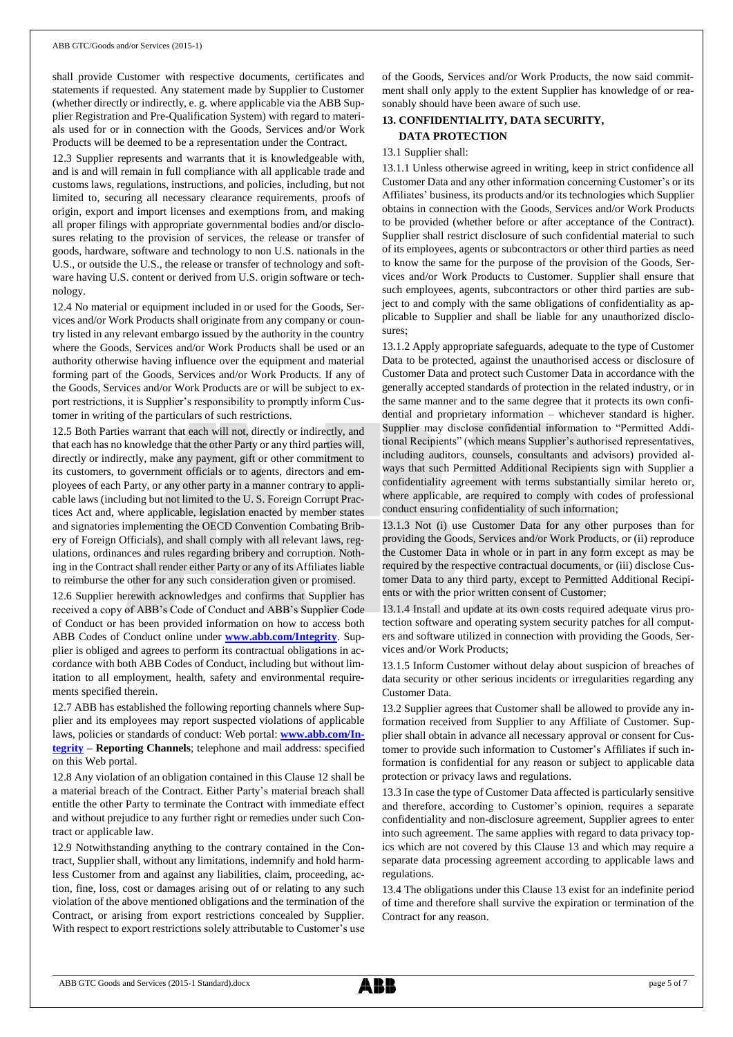shall provide Customer with respective documents, certificates and statements if requested. Any statement made by Supplier to Customer (whether directly or indirectly, e. g. where applicable via the ABB Supplier Registration and Pre-Qualification System) with regard to materials used for or in connection with the Goods, Services and/or Work Products will be deemed to be a representation under the Contract.

12.3 Supplier represents and warrants that it is knowledgeable with, and is and will remain in full compliance with all applicable trade and customs laws, regulations, instructions, and policies, including, but not limited to, securing all necessary clearance requirements, proofs of origin, export and import licenses and exemptions from, and making all proper filings with appropriate governmental bodies and/or disclosures relating to the provision of services, the release or transfer of goods, hardware, software and technology to non U.S. nationals in the U.S., or outside the U.S., the release or transfer of technology and software having U.S. content or derived from U.S. origin software or technology.

12.4 No material or equipment included in or used for the Goods, Services and/or Work Products shall originate from any company or country listed in any relevant embargo issued by the authority in the country where the Goods, Services and/or Work Products shall be used or an authority otherwise having influence over the equipment and material forming part of the Goods, Services and/or Work Products. If any of the Goods, Services and/or Work Products are or will be subject to export restrictions, it is Supplier's responsibility to promptly inform Customer in writing of the particulars of such restrictions.

12.5 Both Parties warrant that each will not, directly or indirectly, and that each has no knowledge that the other Party or any third parties will, directly or indirectly, make any payment, gift or other commitment to its customers, to government officials or to agents, directors and employees of each Party, or any other party in a manner contrary to applicable laws (including but not limited to the U. S. Foreign Corrupt Practices Act and, where applicable, legislation enacted by member states and signatories implementing the OECD Convention Combating Bribery of Foreign Officials), and shall comply with all relevant laws, regulations, ordinances and rules regarding bribery and corruption. Nothing in the Contract shall render either Party or any of its Affiliates liable to reimburse the other for any such consideration given or promised.

12.6 Supplier herewith acknowledges and confirms that Supplier has received a copy of ABB's Code of Conduct and ABB's Supplier Code of Conduct or has been provided information on how to access both ABB Codes of Conduct online under **www.abb.com/Integrity**. Supplier is obliged and agrees to perform its contractual obligations in accordance with both ABB Codes of Conduct, including but without limitation to all employment, health, safety and environmental requirements specified therein.

12.7 ABB has established the following reporting channels where Supplier and its employees may report suspected violations of applicable laws, policies or standards of conduct: Web portal: **www.abb.com/Integrity** – **Reporting Channels**; telephone and mail address: specified on this Web portal.

12.8 Any violation of an obligation contained in this Clause 12 shall be a material breach of the Contract. Either Party's material breach shall entitle the other Party to terminate the Contract with immediate effect and without prejudice to any further right or remedies under such Contract or applicable law.

12.9 Notwithstanding anything to the contrary contained in the Contract, Supplier shall, without any limitations, indemnify and hold harmless Customer from and against any liabilities, claim, proceeding, action, fine, loss, cost or damages arising out of or relating to any such violation of the above mentioned obligations and the termination of the Contract, or arising from export restrictions concealed by Supplier. With respect to export restrictions solely attributable to Customer's use of the Goods, Services and/or Work Products, the now said commitment shall only apply to the extent Supplier has knowledge of or reasonably should have been aware of such use.

## 13. CONFIDENTIALITY, DATA SECURITY, DATA PROTECTION

13.1 Supplier shall:

13.1.1 Unless otherwise agreed in writing, keep in strict confidence all Customer Data and any other information concerning Customer's or its Affiliates' business, its products and/or its technologies which Supplier obtains in connection with the Goods, Services and/or Work Products to be provided (whether before or after acceptance of the Contract). Supplier shall restrict disclosure of such confidential material to such of its employees, agents or subcontractors or other third parties as need to know the same for the purpose of the provision of the Goods, Services and/or Work Products to Customer. Supplier shall ensure that such employees, agents, subcontractors or other third parties are subject to and comply with the same obligations of confidentiality as applicable to Supplier and shall be liable for any unauthorized disclosures;

13.1.2 Apply appropriate safeguards, adequate to the type of Customer Data to be protected, against the unauthorised access or disclosure of Customer Data and protect such Customer Data in accordance with the generally accepted standards of protection in the related industry, or in the same manner and to the same degree that it protects its own confidential and proprietary information – whichever standard is higher. Supplier may disclose confidential information to "Permitted Additional Recipients" (which means Supplier's authorised representatives, including auditors, counsels, consultants and advisors) provided always that such Permitted Additional Recipients sign with Supplier a confidentiality agreement with terms substantially similar hereto or, where applicable, are required to comply with codes of professional conduct ensuring confidentiality of such information;

13.1.3 Not (i) use Customer Data for any other purposes than for providing the Goods, Services and/or Work Products, or (ii) reproduce the Customer Data in whole or in part in any form except as may be required by the respective contractual documents, or (iii) disclose Customer Data to any third party, except to Permitted Additional Recipients or with the prior written consent of Customer;

13.1.4 Install and update at its own costs required adequate virus protection software and operating system security patches for all computers and software utilized in connection with providing the Goods, Services and/or Work Products;

13.1.5 Inform Customer without delay about suspicion of breaches of data security or other serious incidents or irregularities regarding any Customer Data.

13.2 Supplier agrees that Customer shall be allowed to provide any information received from Supplier to any Affiliate of Customer. Supplier shall obtain in advance all necessary approval or consent for Customer to provide such information to Customer's Affiliates if such information is confidential for any reason or subject to applicable data protection or privacy laws and regulations.

13.3 In case the type of Customer Data affected is particularly sensitive and therefore, according to Customer's opinion, requires a separate confidentiality and non-disclosure agreement, Supplier agrees to enter into such agreement. The same applies with regard to data privacy topics which are not covered by this Clause 13 and which may require a separate data processing agreement according to applicable laws and regulations.

13.4 The obligations under this Clause 13 exist for an indefinite period of time and therefore shall survive the expiration or termination of the Contract for any reason.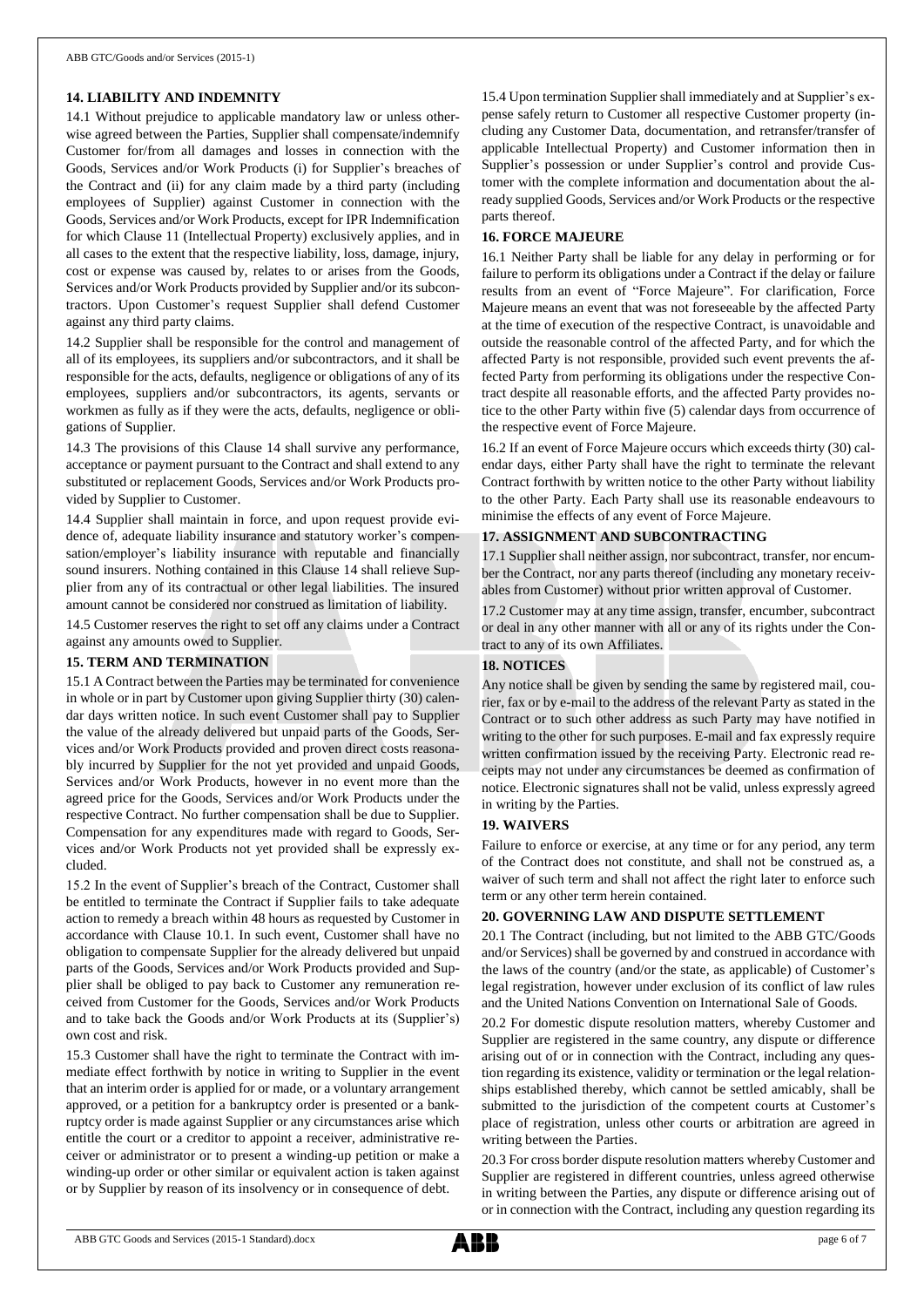## 14. LIABILITY AND INDEMNITY

14.1 Without prejudice to applicable mandatory law or unless otherwise agreed between the Parties, Supplier shall compensate/indemnify Customer for/from all damages and losses in connection with the Goods, Services and/or Work Products (i) for Supplier's breaches of the Contract and (ii) for any claim made by a third party (including employees of Supplier) against Customer in connection with the Goods, Services and/or Work Products, except for IPR Indemnification for which Clause 11 (Intellectual Property) exclusively applies, and in all cases to the extent that the respective liability, loss, damage, injury, cost or expense was caused by, relates to or arises from the Goods, Services and/or Work Products provided by Supplier and/or its subcontractors. Upon Customer's request Supplier shall defend Customer against any third party claims.

14.2 Supplier shall be responsible for the control and management of all of its employees, its suppliers and/or subcontractors, and it shall be responsible for the acts, defaults, negligence or obligations of any of its employees, suppliers and/or subcontractors, its agents, servants or workmen as fully as if they were the acts, defaults, negligence or obligations of Supplier.

14.3 The provisions of this Clause 14 shall survive any performance, acceptance or payment pursuant to the Contract and shall extend to any substituted or replacement Goods, Services and/or Work Products provided by Supplier to Customer.

14.4 Supplier shall maintain in force, and upon request provide evidence of, adequate liability insurance and statutory worker's compensation/employer's liability insurance with reputable and financially sound insurers. Nothing contained in this Clause 14 shall relieve Supplier from any of its contractual or other legal liabilities. The insured amount cannot be considered nor construed as limitation of liability.

14.5 Customer reserves the right to set off any claims under a Contract against any amounts owed to Supplier.

## 15. TERM AND TERMINATION

15.1 A Contract between the Parties may be terminated for convenience in whole or in part by Customer upon giving Supplier thirty (30) calendar days written notice. In such event Customer shall pay to Supplier the value of the already delivered but unpaid parts of the Goods, Services and/or Work Products provided and proven direct costs reasonably incurred by Supplier for the not yet provided and unpaid Goods, Services and/or Work Products, however in no event more than the agreed price for the Goods, Services and/or Work Products under the respective Contract. No further compensation shall be due to Supplier. Compensation for any expenditures made with regard to Goods, Services and/or Work Products not yet provided shall be expressly excluded.

15.2 In the event of Supplier's breach of the Contract, Customer shall be entitled to terminate the Contract if Supplier fails to take adequate action to remedy a breach within 48 hours as requested by Customer in accordance with Clause 10.1. In such event, Customer shall have no obligation to compensate Supplier for the already delivered but unpaid parts of the Goods, Services and/or Work Products provided and Supplier shall be obliged to pay back to Customer any remuneration received from Customer for the Goods, Services and/or Work Products and to take back the Goods and/or Work Products at its (Supplier's) own cost and risk.

15.3 Customer shall have the right to terminate the Contract with immediate effect forthwith by notice in writing to Supplier in the event that an interim order is applied for or made, or a voluntary arrangement approved, or a petition for a bankruptcy order is presented or a bankruptcy order is made against Supplier or any circumstances arise which entitle the court or a creditor to appoint a receiver, administrative receiver or administrator or to present a winding-up petition or make a winding-up order or other similar or equivalent action is taken against or by Supplier by reason of its insolvency or in consequence of debt.

15.4 Upon termination Supplier shall immediately and at Supplier's expense safely return to Customer all respective Customer property (including any Customer Data, documentation, and retransfer/transfer of applicable Intellectual Property) and Customer information then in Supplier's possession or under Supplier's control and provide Customer with the complete information and documentation about the already supplied Goods, Services and/or Work Products or the respective parts thereof.

## 16. FORCE MAJEURE

16.1 Neither Party shall be liable for any delay in performing or for failure to perform its obligations under a Contract if the delay or failure results from an event of "Force Majeure". For clarification, Force Majeure means an event that was not foreseeable by the affected Party at the time of execution of the respective Contract, is unavoidable and outside the reasonable control of the affected Party, and for which the affected Party is not responsible, provided such event prevents the affected Party from performing its obligations under the respective Contract despite all reasonable efforts, and the affected Party provides notice to the other Party within five (5) calendar days from occurrence of the respective event of Force Majeure.

16.2 If an event of Force Majeure occurs which exceeds thirty (30) calendar days, either Party shall have the right to terminate the relevant Contract forthwith by written notice to the other Party without liability to the other Party. Each Party shall use its reasonable endeavours to minimise the effects of any event of Force Majeure.

## 17. ASSIGNMENT AND SUBCONTRACTING

17.1 Supplier shall neither assign, nor subcontract, transfer, nor encumber the Contract, nor any parts thereof (including any monetary receivables from Customer) without prior written approval of Customer.

17.2 Customer may at any time assign, transfer, encumber, subcontract or deal in any other manner with all or any of its rights under the Contract to any of its own Affiliates.

## 18. NOTICES

Any notice shall be given by sending the same by registered mail, courier, fax or by e-mail to the address of the relevant Party as stated in the Contract or to such other address as such Party may have notified in writing to the other for such purposes. E-mail and fax expressly require written confirmation issued by the receiving Party. Electronic read receipts may not under any circumstances be deemed as confirmation of notice. Electronic signatures shall not be valid, unless expressly agreed in writing by the Parties.

## 19. WAIVERS

Failure to enforce or exercise, at any time or for any period, any term of the Contract does not constitute, and shall not be construed as, a waiver of such term and shall not affect the right later to enforce such term or any other term herein contained.

## 20. GOVERNING LAW AND DISPUTE SETTLEMENT

20.1 The Contract (including, but not limited to the ABB GTC/Goods and/or Services) shall be governed by and construed in accordance with the laws of the country (and/or the state, as applicable) of Customer's legal registration, however under exclusion of its conflict of law rules and the United Nations Convention on International Sale of Goods.

20.2 For domestic dispute resolution matters, whereby Customer and Supplier are registered in the same country, any dispute or difference arising out of or in connection with the Contract, including any question regarding its existence, validity or termination or the legal relationships established thereby, which cannot be settled amicably, shall be submitted to the jurisdiction of the competent courts at Customer's place of registration, unless other courts or arbitration are agreed in writing between the Parties.

20.3 For cross border dispute resolution matters whereby Customer and Supplier are registered in different countries, unless agreed otherwise in writing between the Parties, any dispute or difference arising out of or in connection with the Contract, including any question regarding its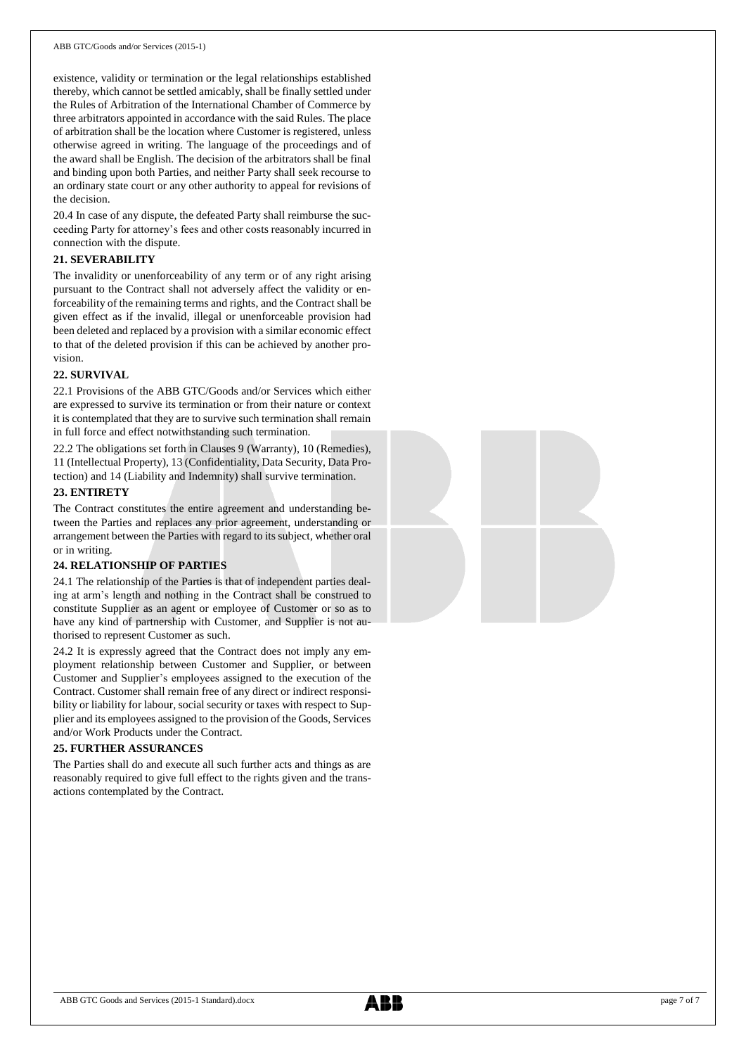existence, validity or termination or the legal relationships established thereby, which cannot be settled amicably, shall be finally settled under the Rules of Arbitration of the International Chamber of Commerce by three arbitrators appointed in accordance with the said Rules. The place of arbitration shall be the location where Customer is registered, unless otherwise agreed in writing. The language of the proceedings and of the award shall be English. The decision of the arbitrators shall be final and binding upon both Parties, and neither Party shall seek recourse to an ordinary state court or any other authority to appeal for revisions of the decision.

20.4 In case of any dispute, the defeated Party shall reimburse the succeeding Party for attorney's fees and other costs reasonably incurred in connection with the dispute.

### 21. SEVERABILITY

The invalidity or unenforceability of any term or of any right arising pursuant to the Contract shall not adversely affect the validity or enforceability of the remaining terms and rights, and the Contract shall be given effect as if the invalid, illegal or unenforceable provision had been deleted and replaced by a provision with a similar economic effect to that of the deleted provision if this can be achieved by another provision.

### 22. SURVIVAL

22.1 Provisions of the ABB GTC/Goods and/or Services which either are expressed to survive its termination or from their nature or context it is contemplated that they are to survive such termination shall remain in full force and effect notwithstanding such termination.

22.2 The obligations set forth in Clauses 9 (Warranty), 10 (Remedies), 11 (Intellectual Property), 13 (Confidentiality, Data Security, Data Protection) and 14 (Liability and Indemnity) shall survive termination.

### 23. ENTIRETY

The Contract constitutes the entire agreement and understanding between the Parties and replaces any prior agreement, understanding or arrangement between the Parties with regard to its subject, whether oral or in writing.

### 24. RELATIONSHIP OF PARTIES

24.1 The relationship of the Parties is that of independent parties dealing at arm's length and nothing in the Contract shall be construed to constitute Supplier as an agent or employee of Customer or so as to have any kind of partnership with Customer, and Supplier is not authorised to represent Customer as such.

24.2 It is expressly agreed that the Contract does not imply any employment relationship between Customer and Supplier, or between Customer and Supplier's employees assigned to the execution of the Contract. Customer shall remain free of any direct or indirect responsibility or liability for labour, social security or taxes with respect to Supplier and its employees assigned to the provision of the Goods, Services and/or Work Products under the Contract.

### 25. FURTHER ASSURANCES

The Parties shall do and execute all such further acts and things as are reasonably required to give full effect to the rights given and the transactions contemplated by the Contract.